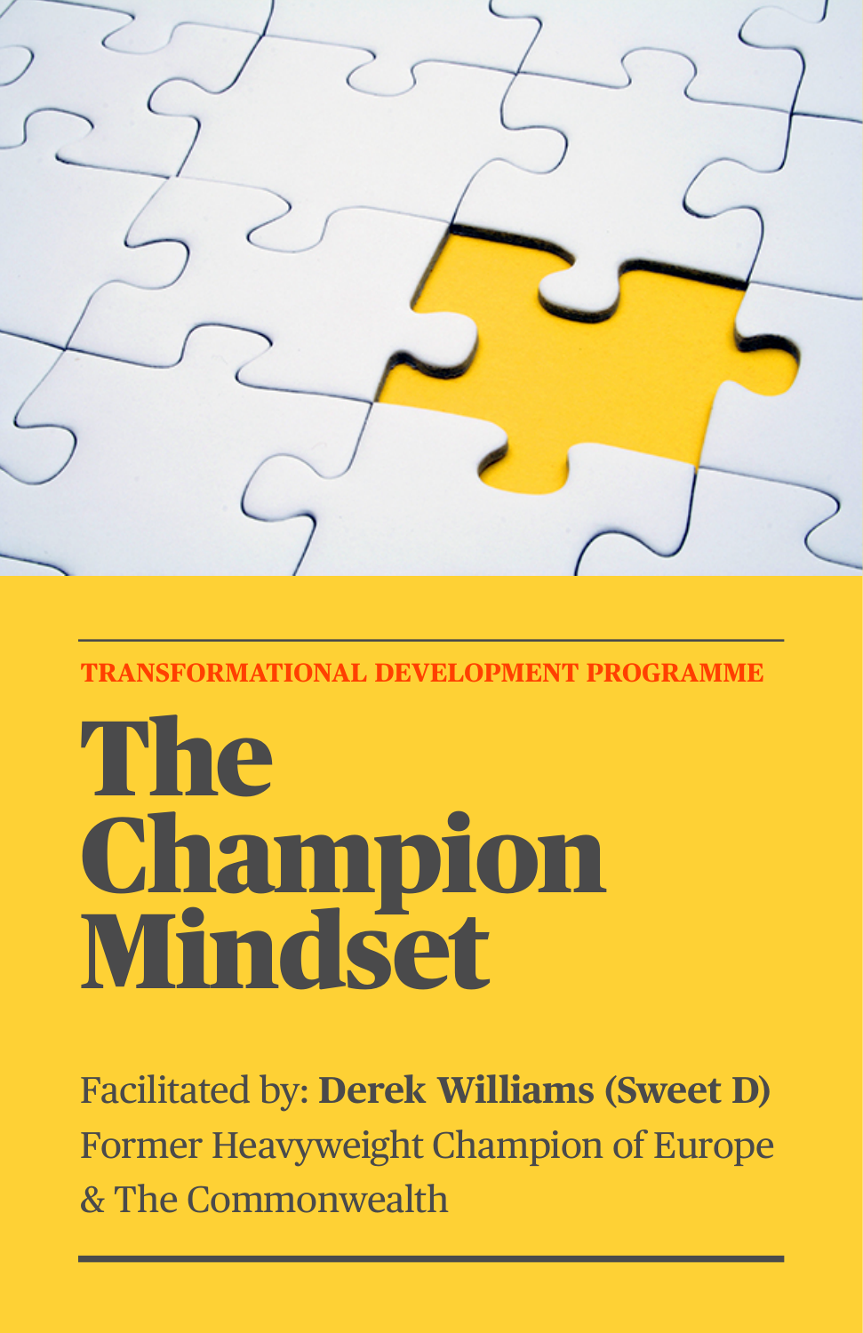TRANSFORMATIONAL DEVELOPMENT PROGRAMME

# The Champion Mindset

Facilitated by: **Derek Williams (Sweet D)**
Former Heavyweight Champion of Europe
& The Commonwealth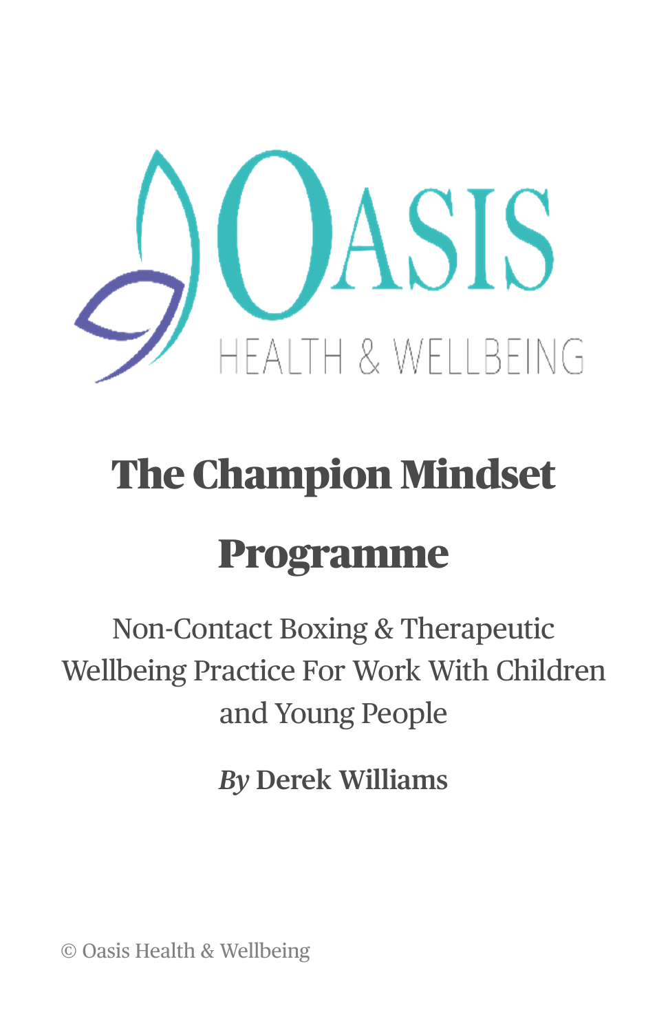OASIS

HEALTH & WELLBEING

# The Champion Mindset Programme

Non-Contact Boxing & Therapeutic Wellbeing Practice For Work With Children and Young People

***By* Derek Williams**

© Oasis Health & Wellbeing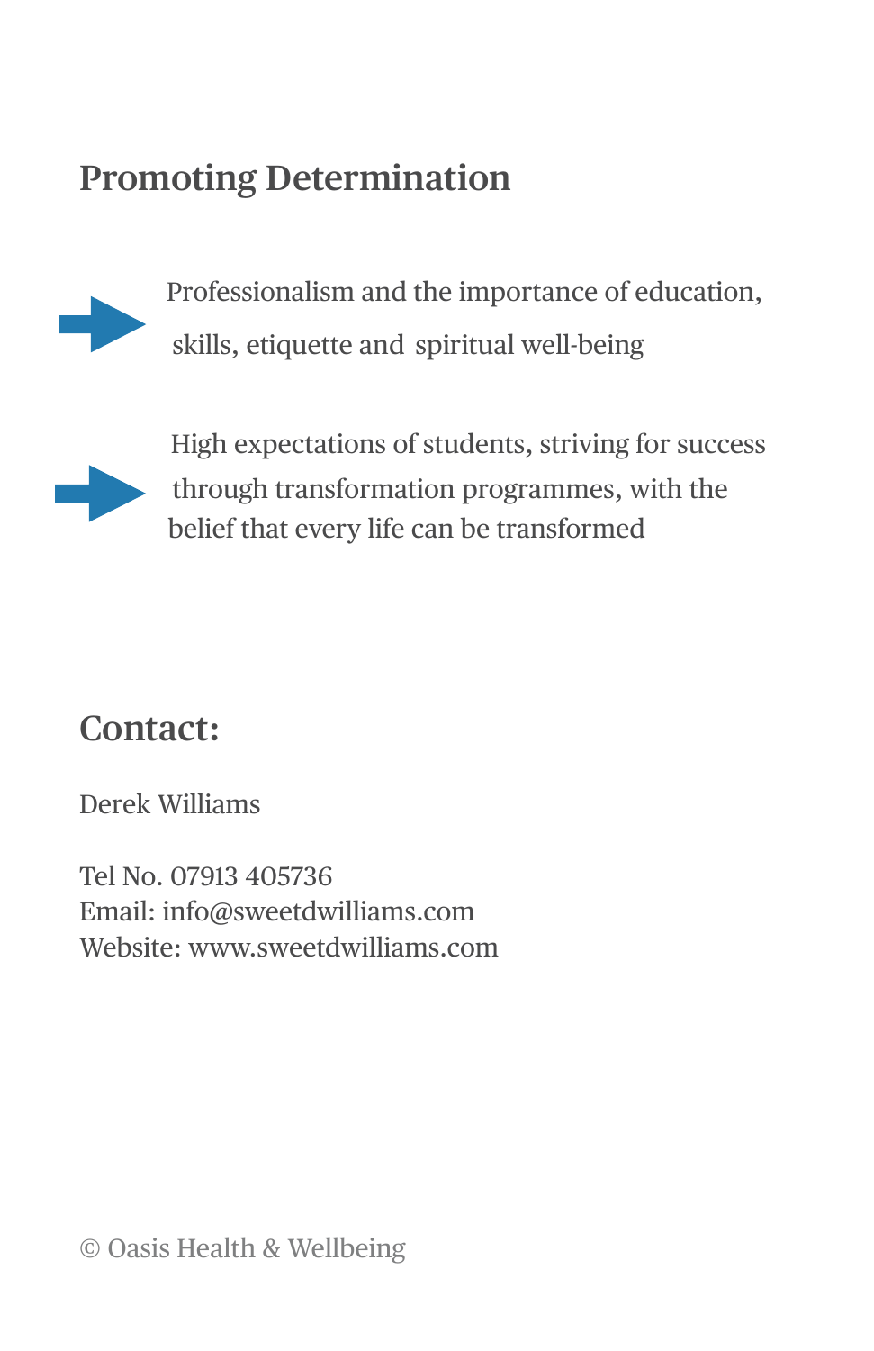## Promoting Determination

- Professionalism and the importance of education, skills, etiquette and spiritual well-being
- High expectations of students, striving for success through transformation programmes, with the belief that every life can be transformed

## Contact:

Derek Williams

Tel No. 07913 405736
Email: info@sweetdwilliams.com
Website: www.sweetdwilliams.com

© Oasis Health & Wellbeing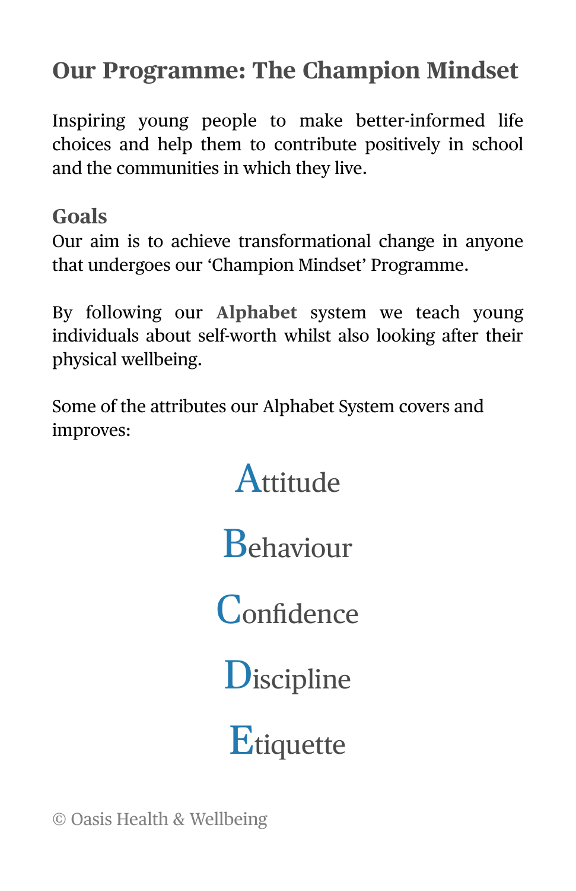## Our Programme: The Champion Mindset

Inspiring young people to make better-informed life choices and help them to contribute positively in school and the communities in which they live.

### Goals

Our aim is to achieve transformational change in anyone that undergoes our 'Champion Mindset' Programme.

By following our **Alphabet** system we teach young individuals about self-worth whilst also looking after their physical wellbeing.

Some of the attributes our Alphabet System covers and improves:

**A**ttitude

**B**ehaviour

**C**onfidence

**D**iscipline

**E**tiquette

© Oasis Health & Wellbeing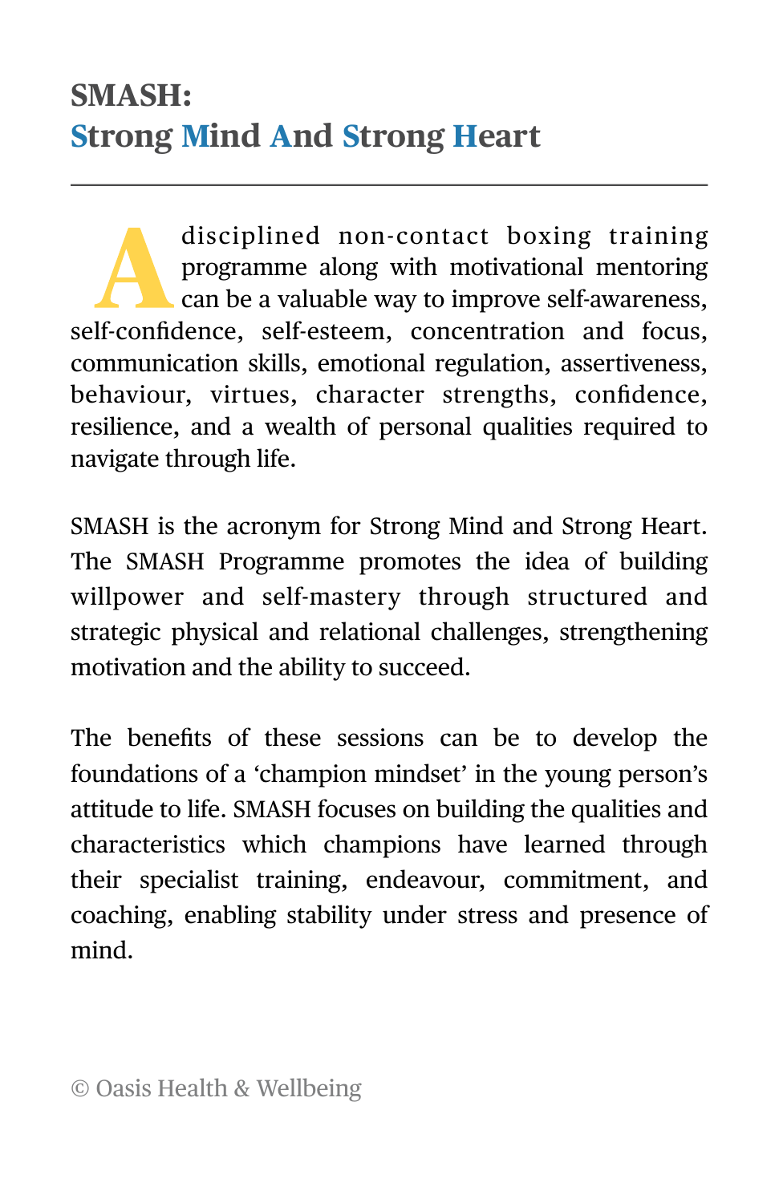# SMASH:
## Strong Mind And Strong Heart

---

A disciplined non-contact boxing training programme along with motivational mentoring can be a valuable way to improve self-awareness, self-confidence, self-esteem, concentration and focus, communication skills, emotional regulation, assertiveness, behaviour, virtues, character strengths, confidence, resilience, and a wealth of personal qualities required to navigate through life.

SMASH is the acronym for Strong Mind and Strong Heart. The SMASH Programme promotes the idea of building willpower and self-mastery through structured and strategic physical and relational challenges, strengthening motivation and the ability to succeed.

The benefits of these sessions can be to develop the foundations of a 'champion mindset' in the young person's attitude to life. SMASH focuses on building the qualities and characteristics which champions have learned through their specialist training, endeavour, commitment, and coaching, enabling stability under stress and presence of mind.

© Oasis Health & Wellbeing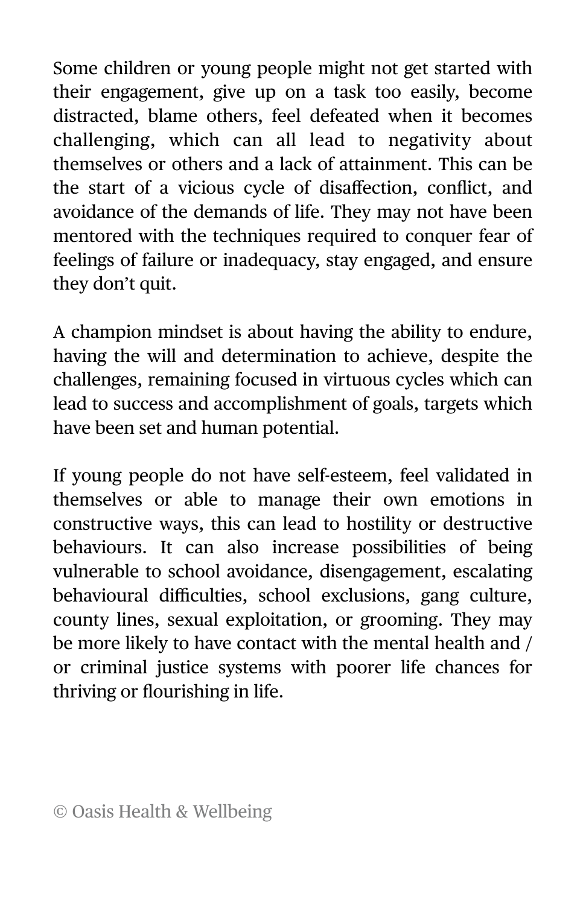Some children or young people might not get started with their engagement, give up on a task too easily, become distracted, blame others, feel defeated when it becomes challenging, which can all lead to negativity about themselves or others and a lack of attainment. This can be the start of a vicious cycle of disaffection, conflict, and avoidance of the demands of life. They may not have been mentored with the techniques required to conquer fear of feelings of failure or inadequacy, stay engaged, and ensure they don't quit.

A champion mindset is about having the ability to endure, having the will and determination to achieve, despite the challenges, remaining focused in virtuous cycles which can lead to success and accomplishment of goals, targets which have been set and human potential.

If young people do not have self-esteem, feel validated in themselves or able to manage their own emotions in constructive ways, this can lead to hostility or destructive behaviours. It can also increase possibilities of being vulnerable to school avoidance, disengagement, escalating behavioural difficulties, school exclusions, gang culture, county lines, sexual exploitation, or grooming. They may be more likely to have contact with the mental health and / or criminal justice systems with poorer life chances for thriving or flourishing in life.

© Oasis Health & Wellbeing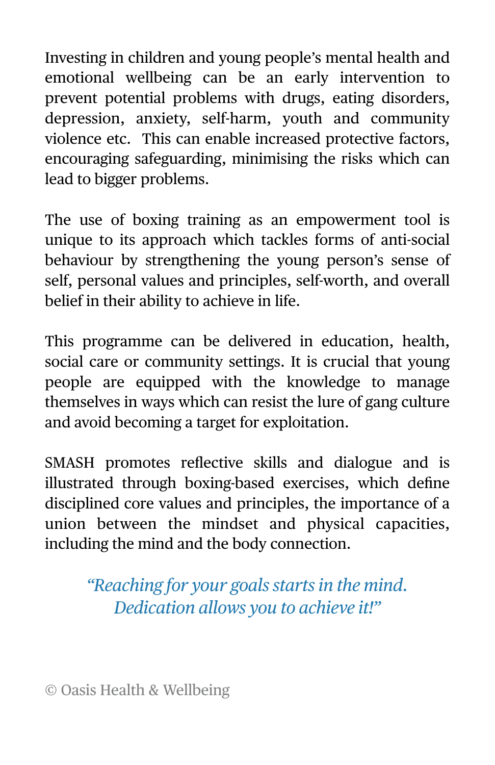Investing in children and young people's mental health and emotional wellbeing can be an early intervention to prevent potential problems with drugs, eating disorders, depression, anxiety, self-harm, youth and community violence etc. This can enable increased protective factors, encouraging safeguarding, minimising the risks which can lead to bigger problems.

The use of boxing training as an empowerment tool is unique to its approach which tackles forms of anti-social behaviour by strengthening the young person's sense of self, personal values and principles, self-worth, and overall belief in their ability to achieve in life.

This programme can be delivered in education, health, social care or community settings. It is crucial that young people are equipped with the knowledge to manage themselves in ways which can resist the lure of gang culture and avoid becoming a target for exploitation.

SMASH promotes reflective skills and dialogue and is illustrated through boxing-based exercises, which define disciplined core values and principles, the importance of a union between the mindset and physical capacities, including the mind and the body connection.

*"Reaching for your goals starts in the mind.*
*Dedication allows you to achieve it!"*

© Oasis Health & Wellbeing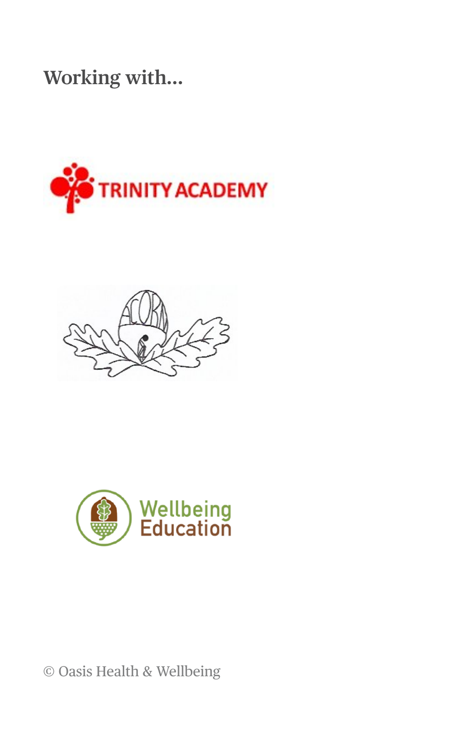## Working with...

TRINITY ACADEMY

Wellbeing Education

© Oasis Health & Wellbeing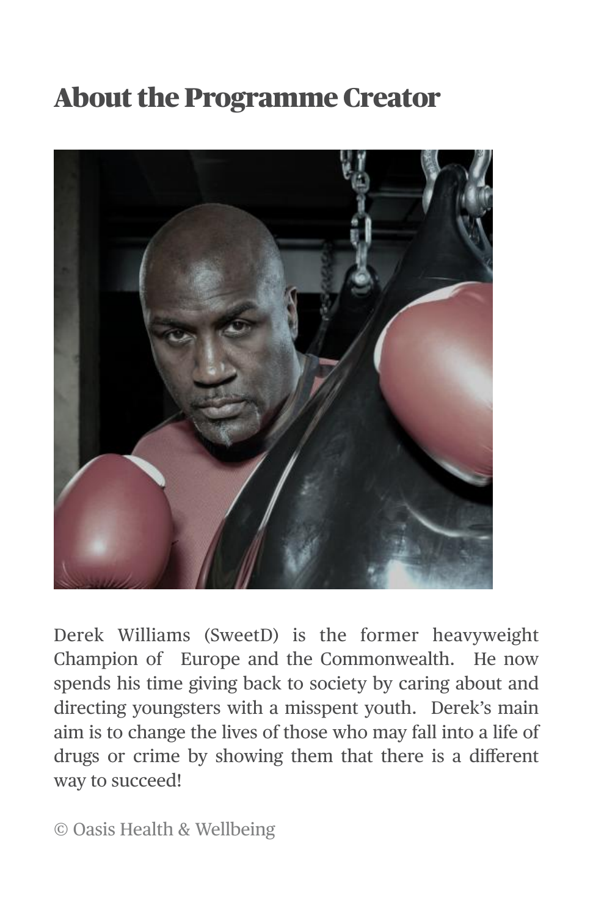## About the Programme Creator

Derek Williams (SweetD) is the former heavyweight Champion of Europe and the Commonwealth. He now spends his time giving back to society by caring about and directing youngsters with a misspent youth. Derek's main aim is to change the lives of those who may fall into a life of drugs or crime by showing them that there is a different way to succeed!

© Oasis Health & Wellbeing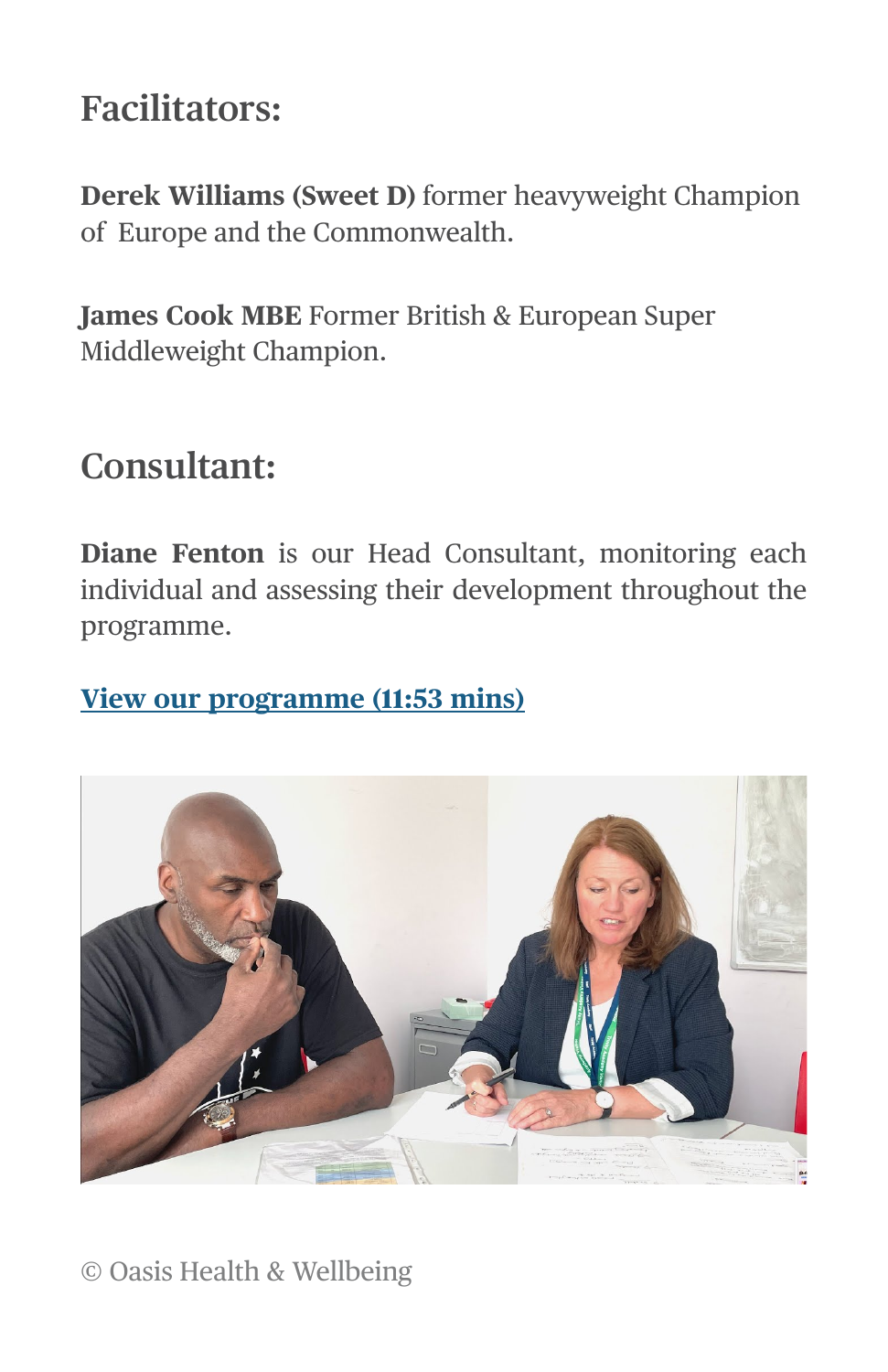## Facilitators:

**Derek Williams (Sweet D)** former heavyweight Champion of Europe and the Commonwealth.

**James Cook MBE** Former British & European Super Middleweight Champion.

## Consultant:

**Diane Fenton** is our Head Consultant, monitoring each individual and assessing their development throughout the programme.

**View our programme (11:53 mins)**

© Oasis Health & Wellbeing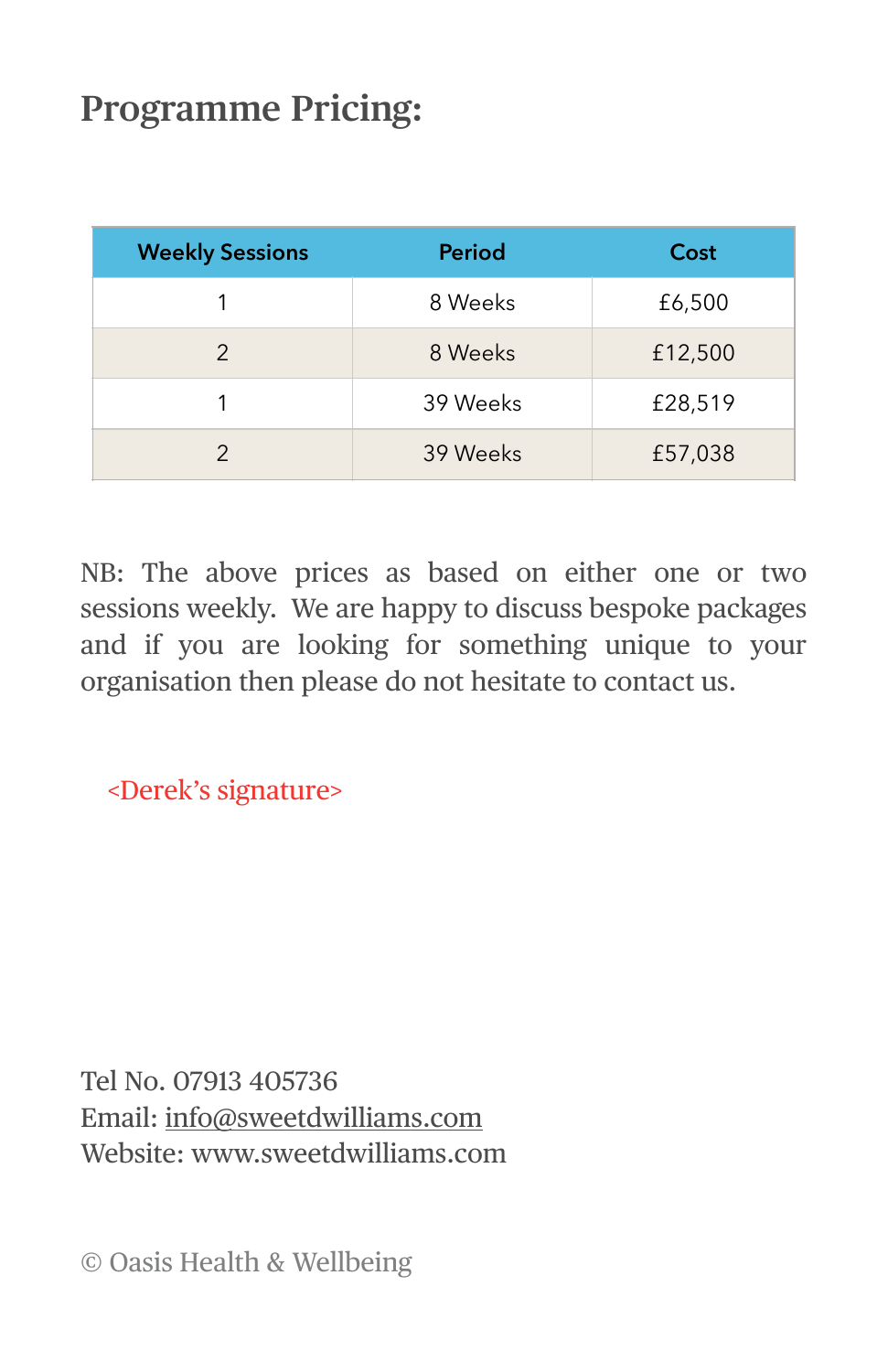## Programme Pricing:

| Weekly Sessions | Period | Cost |
|---|---|---|
| 1 | 8 Weeks | £6,500 |
| 2 | 8 Weeks | £12,500 |
| 1 | 39 Weeks | £28,519 |
| 2 | 39 Weeks | £57,038 |

NB: The above prices as based on either one or two sessions weekly. We are happy to discuss bespoke packages and if you are looking for something unique to your organisation then please do not hesitate to contact us.

<Derek's signature>

Tel No. 07913 405736
Email: info@sweetdwilliams.com
Website: www.sweetdwilliams.com

© Oasis Health & Wellbeing